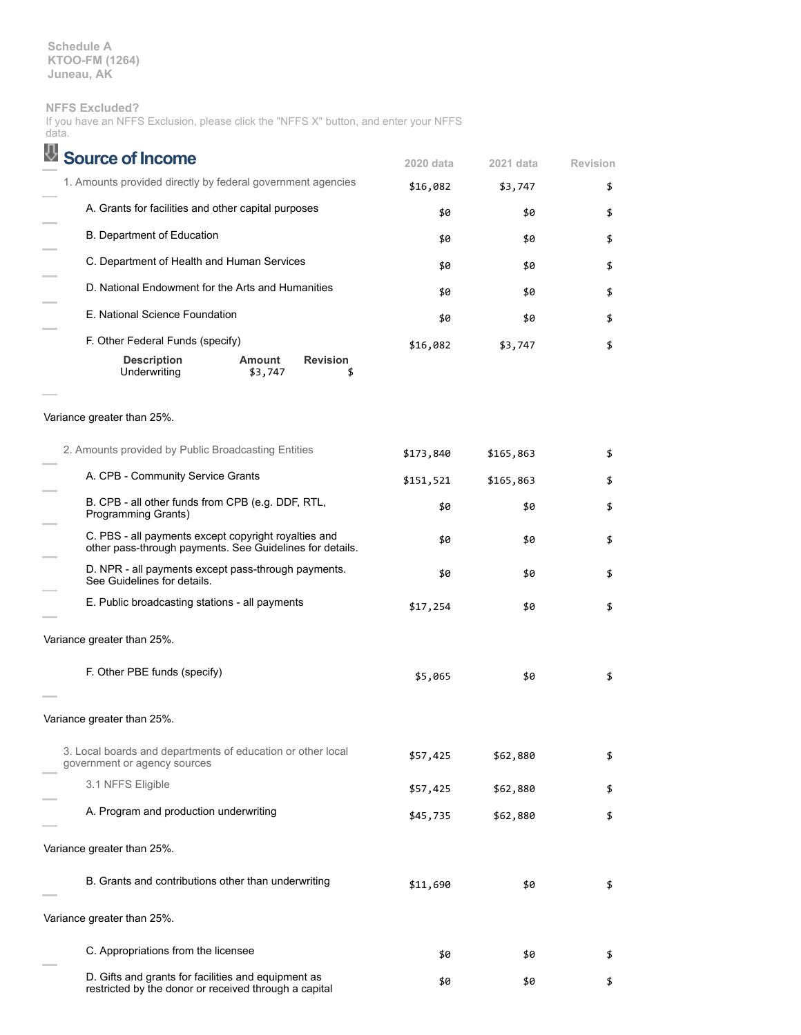Schedule A
KTOO-FM (1264)
Juneau, AK

**NFFS Excluded?**
If you have an NFFS Exclusion, please click the "NFFS X" button, and enter your NFFS data.

## Source of Income

| Source of Income | 2020 data | 2021 data | Revision |
|---|---|---|---|
| 1. Amounts provided directly by federal government agencies | $16,082 | $3,747 | $ |
| A. Grants for facilities and other capital purposes | $0 | $0 | $ |
| B. Department of Education | $0 | $0 | $ |
| C. Department of Health and Human Services | $0 | $0 | $ |
| D. National Endowment for the Arts and Humanities | $0 | $0 | $ |
| E. National Science Foundation | $0 | $0 | $ |
| F. Other Federal Funds (specify) | $16,082 | $3,747 | $ |

| Description | Amount | Revision |
|---|---|---|
| Underwriting | $3,747 | $ |

Variance greater than 25%.

| Source of Income | 2020 data | 2021 data | Revision |
|---|---|---|---|
| 2. Amounts provided by Public Broadcasting Entities | $173,840 | $165,863 | $ |
| A. CPB - Community Service Grants | $151,521 | $165,863 | $ |
| B. CPB - all other funds from CPB (e.g. DDF, RTL, Programming Grants) | $0 | $0 | $ |
| C. PBS - all payments except copyright royalties and other pass-through payments. See Guidelines for details. | $0 | $0 | $ |
| D. NPR - all payments except pass-through payments. See Guidelines for details. | $0 | $0 | $ |
| E. Public broadcasting stations - all payments | $17,254 | $0 | $ |

Variance greater than 25%.

| Source of Income | 2020 data | 2021 data | Revision |
|---|---|---|---|
| F. Other PBE funds (specify) | $5,065 | $0 | $ |

Variance greater than 25%.

| Source of Income | 2020 data | 2021 data | Revision |
|---|---|---|---|
| 3. Local boards and departments of education or other local government or agency sources | $57,425 | $62,880 | $ |
| 3.1 NFFS Eligible | $57,425 | $62,880 | $ |
| A. Program and production underwriting | $45,735 | $62,880 | $ |

Variance greater than 25%.

| Source of Income | 2020 data | 2021 data | Revision |
|---|---|---|---|
| B. Grants and contributions other than underwriting | $11,690 | $0 | $ |

Variance greater than 25%.

| Source of Income | 2020 data | 2021 data | Revision |
|---|---|---|---|
| C. Appropriations from the licensee | $0 | $0 | $ |
| D. Gifts and grants for facilities and equipment as restricted by the donor or received through a capital | $0 | $0 | $ |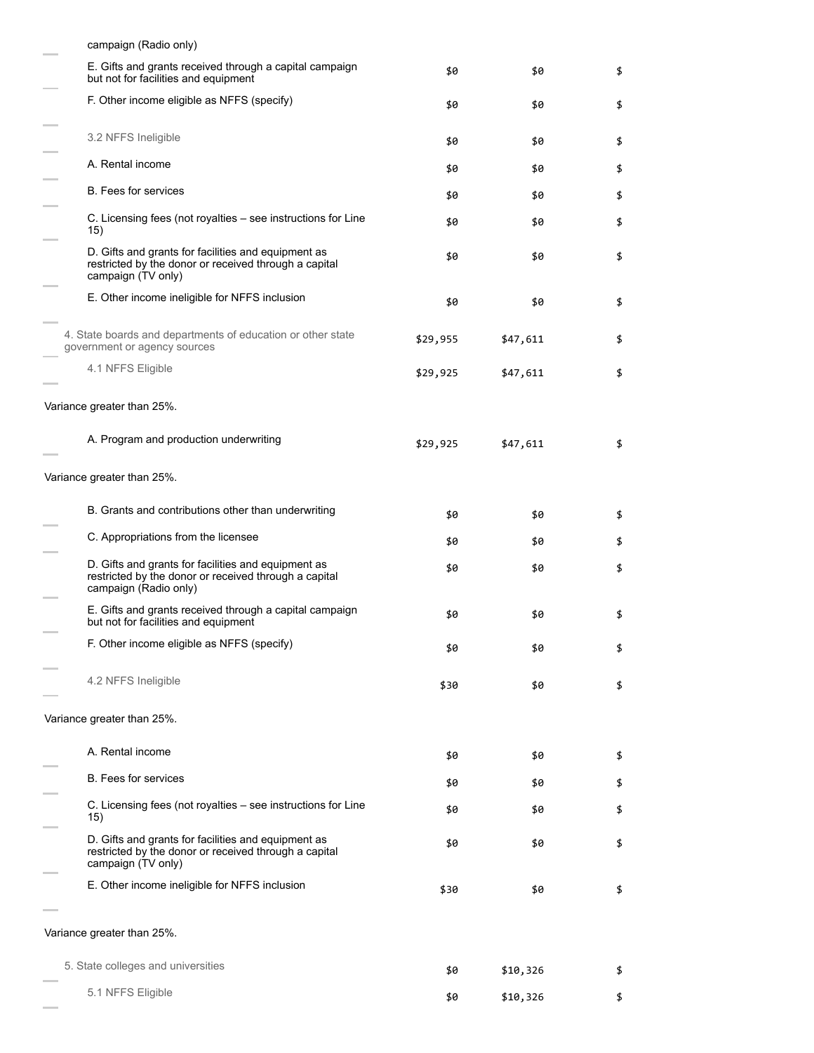| | | | |
|---|---|---|---|
| campaign (Radio only) | | | |
| E. Gifts and grants received through a capital campaign but not for facilities and equipment | $0 | $0 | $ |
| F. Other income eligible as NFFS (specify) | $0 | $0 | $ |
| 3.2 NFFS Ineligible | $0 | $0 | $ |
| A. Rental income | $0 | $0 | $ |
| B. Fees for services | $0 | $0 | $ |
| C. Licensing fees (not royalties – see instructions for Line 15) | $0 | $0 | $ |
| D. Gifts and grants for facilities and equipment as restricted by the donor or received through a capital campaign (TV only) | $0 | $0 | $ |
| E. Other income ineligible for NFFS inclusion | $0 | $0 | $ |
| 4. State boards and departments of education or other state government or agency sources | $29,955 | $47,611 | $ |
| 4.1 NFFS Eligible | $29,925 | $47,611 | $ |
| Variance greater than 25%. | | | |
| A. Program and production underwriting | $29,925 | $47,611 | $ |
| Variance greater than 25%. | | | |
| B. Grants and contributions other than underwriting | $0 | $0 | $ |
| C. Appropriations from the licensee | $0 | $0 | $ |
| D. Gifts and grants for facilities and equipment as restricted by the donor or received through a capital campaign (Radio only) | $0 | $0 | $ |
| E. Gifts and grants received through a capital campaign but not for facilities and equipment | $0 | $0 | $ |
| F. Other income eligible as NFFS (specify) | $0 | $0 | $ |
| 4.2 NFFS Ineligible | $30 | $0 | $ |
| Variance greater than 25%. | | | |
| A. Rental income | $0 | $0 | $ |
| B. Fees for services | $0 | $0 | $ |
| C. Licensing fees (not royalties – see instructions for Line 15) | $0 | $0 | $ |
| D. Gifts and grants for facilities and equipment as restricted by the donor or received through a capital campaign (TV only) | $0 | $0 | $ |
| E. Other income ineligible for NFFS inclusion | $30 | $0 | $ |
| Variance greater than 25%. | | | |
| 5. State colleges and universities | $0 | $10,326 | $ |
| 5.1 NFFS Eligible | $0 | $10,326 | $ |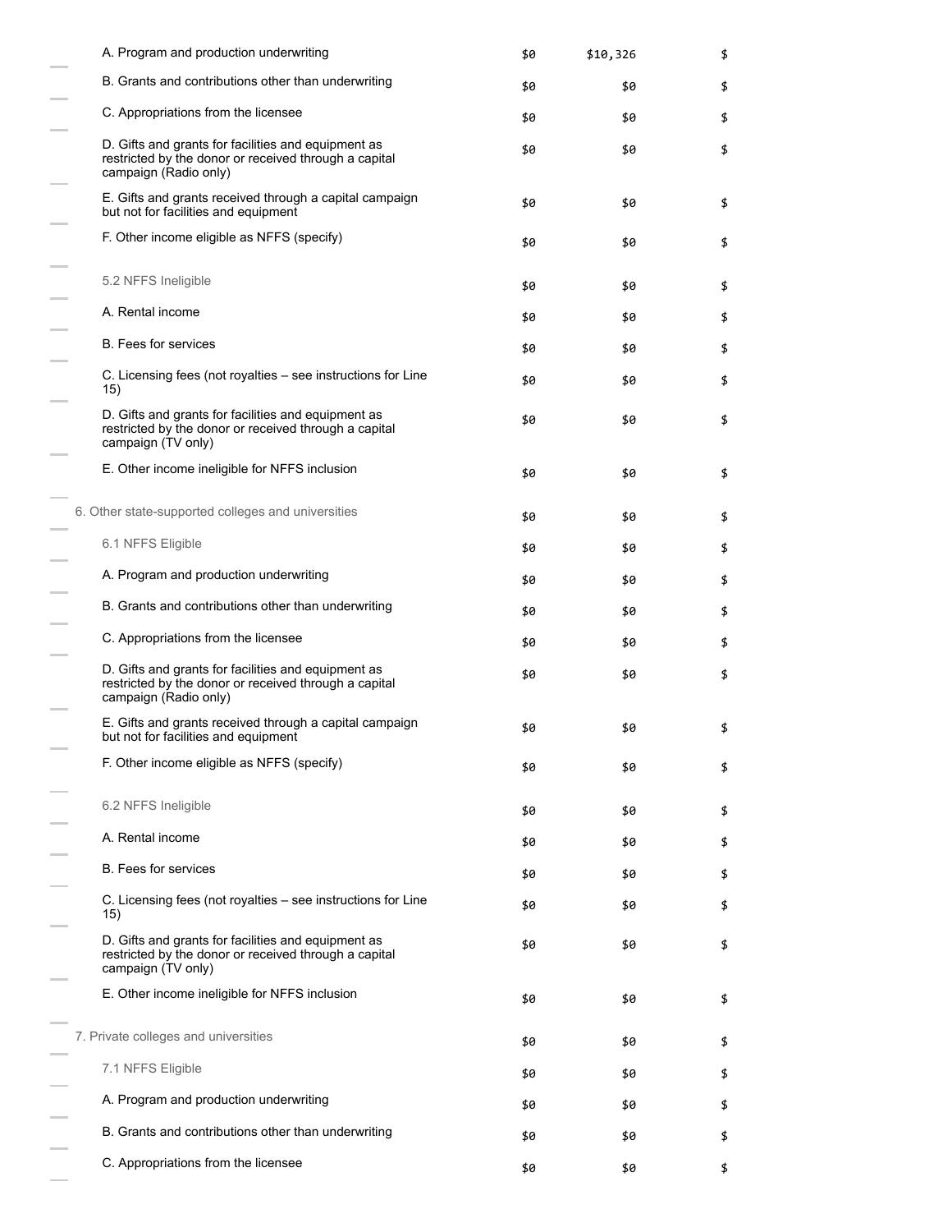| | | | |
|---|---|---|---|
| A. Program and production underwriting | $0 | $10,326 | $ |
| B. Grants and contributions other than underwriting | $0 | $0 | $ |
| C. Appropriations from the licensee | $0 | $0 | $ |
| D. Gifts and grants for facilities and equipment as restricted by the donor or received through a capital campaign (Radio only) | $0 | $0 | $ |
| E. Gifts and grants received through a capital campaign but not for facilities and equipment | $0 | $0 | $ |
| F. Other income eligible as NFFS (specify) | $0 | $0 | $ |
| 5.2 NFFS Ineligible | $0 | $0 | $ |
| A. Rental income | $0 | $0 | $ |
| B. Fees for services | $0 | $0 | $ |
| C. Licensing fees (not royalties – see instructions for Line 15) | $0 | $0 | $ |
| D. Gifts and grants for facilities and equipment as restricted by the donor or received through a capital campaign (TV only) | $0 | $0 | $ |
| E. Other income ineligible for NFFS inclusion | $0 | $0 | $ |
| 6. Other state-supported colleges and universities | $0 | $0 | $ |
| 6.1 NFFS Eligible | $0 | $0 | $ |
| A. Program and production underwriting | $0 | $0 | $ |
| B. Grants and contributions other than underwriting | $0 | $0 | $ |
| C. Appropriations from the licensee | $0 | $0 | $ |
| D. Gifts and grants for facilities and equipment as restricted by the donor or received through a capital campaign (Radio only) | $0 | $0 | $ |
| E. Gifts and grants received through a capital campaign but not for facilities and equipment | $0 | $0 | $ |
| F. Other income eligible as NFFS (specify) | $0 | $0 | $ |
| 6.2 NFFS Ineligible | $0 | $0 | $ |
| A. Rental income | $0 | $0 | $ |
| B. Fees for services | $0 | $0 | $ |
| C. Licensing fees (not royalties – see instructions for Line 15) | $0 | $0 | $ |
| D. Gifts and grants for facilities and equipment as restricted by the donor or received through a capital campaign (TV only) | $0 | $0 | $ |
| E. Other income ineligible for NFFS inclusion | $0 | $0 | $ |
| 7. Private colleges and universities | $0 | $0 | $ |
| 7.1 NFFS Eligible | $0 | $0 | $ |
| A. Program and production underwriting | $0 | $0 | $ |
| B. Grants and contributions other than underwriting | $0 | $0 | $ |
| C. Appropriations from the licensee | $0 | $0 | $ |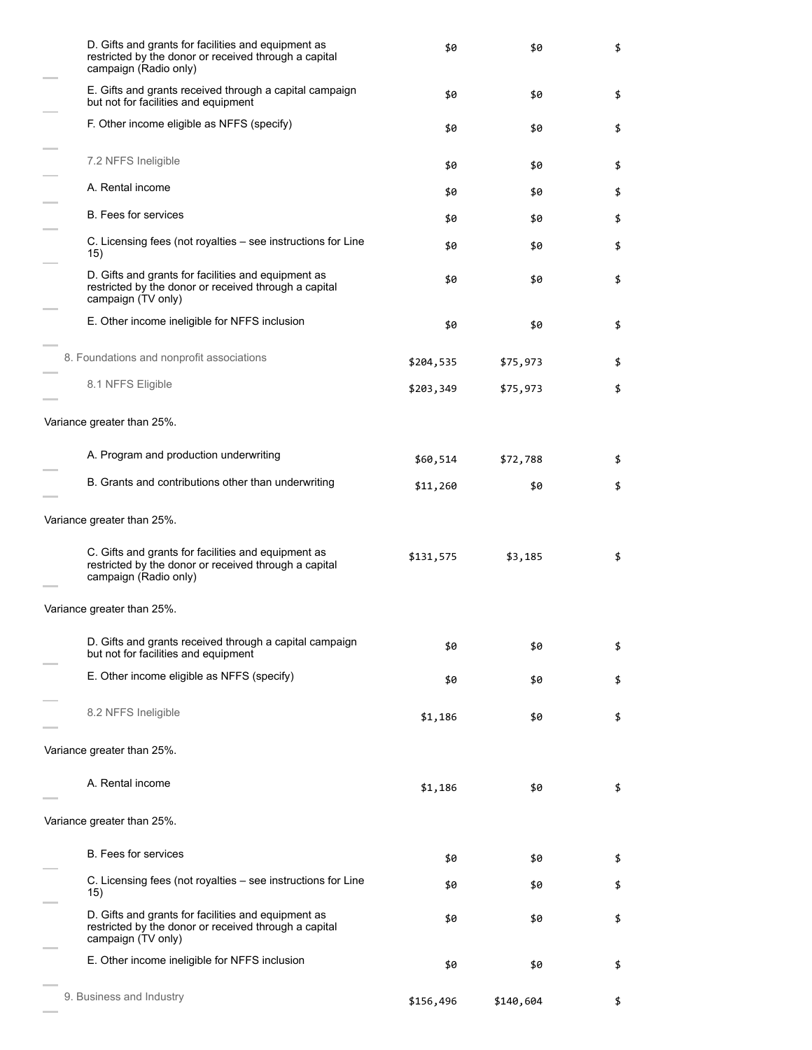| | | | |
|---|---|---|---|
| D. Gifts and grants for facilities and equipment as restricted by the donor or received through a capital campaign (Radio only) | $0 | $0 | $ |
| E. Gifts and grants received through a capital campaign but not for facilities and equipment | $0 | $0 | $ |
| F. Other income eligible as NFFS (specify) | $0 | $0 | $ |
| 7.2 NFFS Ineligible | $0 | $0 | $ |
| A. Rental income | $0 | $0 | $ |
| B. Fees for services | $0 | $0 | $ |
| C. Licensing fees (not royalties – see instructions for Line 15) | $0 | $0 | $ |
| D. Gifts and grants for facilities and equipment as restricted by the donor or received through a capital campaign (TV only) | $0 | $0 | $ |
| E. Other income ineligible for NFFS inclusion | $0 | $0 | $ |
| 8. Foundations and nonprofit associations | $204,535 | $75,973 | $ |
| 8.1 NFFS Eligible | $203,349 | $75,973 | $ |
| Variance greater than 25%. | | | |
| A. Program and production underwriting | $60,514 | $72,788 | $ |
| B. Grants and contributions other than underwriting | $11,260 | $0 | $ |
| Variance greater than 25%. | | | |
| C. Gifts and grants for facilities and equipment as restricted by the donor or received through a capital campaign (Radio only) | $131,575 | $3,185 | $ |
| Variance greater than 25%. | | | |
| D. Gifts and grants received through a capital campaign but not for facilities and equipment | $0 | $0 | $ |
| E. Other income eligible as NFFS (specify) | $0 | $0 | $ |
| 8.2 NFFS Ineligible | $1,186 | $0 | $ |
| Variance greater than 25%. | | | |
| A. Rental income | $1,186 | $0 | $ |
| Variance greater than 25%. | | | |
| B. Fees for services | $0 | $0 | $ |
| C. Licensing fees (not royalties – see instructions for Line 15) | $0 | $0 | $ |
| D. Gifts and grants for facilities and equipment as restricted by the donor or received through a capital campaign (TV only) | $0 | $0 | $ |
| E. Other income ineligible for NFFS inclusion | $0 | $0 | $ |
| 9. Business and Industry | $156,496 | $140,604 | $ |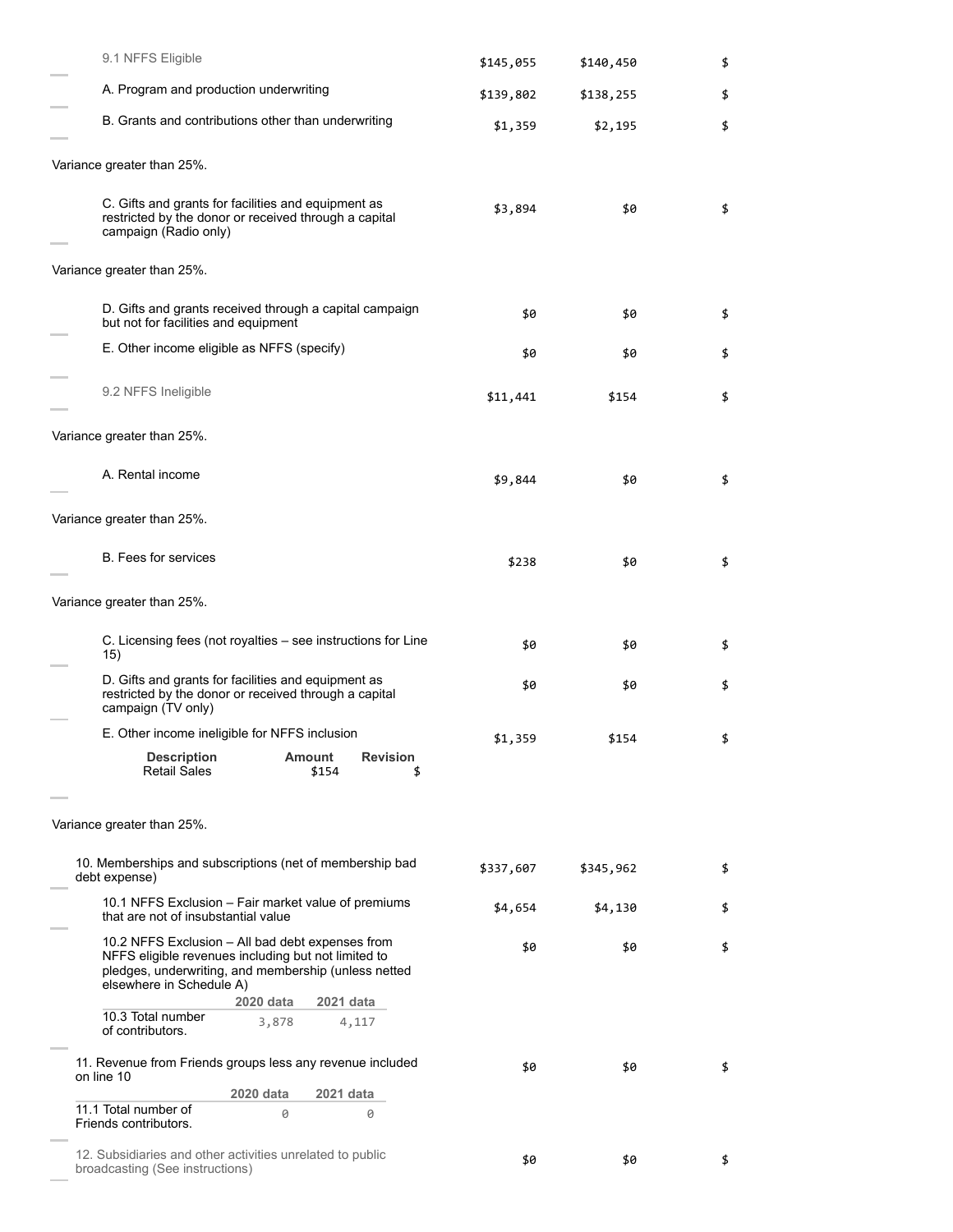| | | | |
|---|---|---|---|
| 9.1 NFFS Eligible | $145,055 | $140,450 | $ |
| A. Program and production underwriting | $139,802 | $138,255 | $ |
| B. Grants and contributions other than underwriting | $1,359 | $2,195 | $ |

Variance greater than 25%.

| | | | |
|---|---|---|---|
| C. Gifts and grants for facilities and equipment as restricted by the donor or received through a capital campaign (Radio only) | $3,894 | $0 | $ |

Variance greater than 25%.

| | | | |
|---|---|---|---|
| D. Gifts and grants received through a capital campaign but not for facilities and equipment | $0 | $0 | $ |
| E. Other income eligible as NFFS (specify) | $0 | $0 | $ |
| 9.2 NFFS Ineligible | $11,441 | $154 | $ |

Variance greater than 25%.

| | | | |
|---|---|---|---|
| A. Rental income | $9,844 | $0 | $ |

Variance greater than 25%.

| | | | |
|---|---|---|---|
| B. Fees for services | $238 | $0 | $ |

Variance greater than 25%.

| | | | |
|---|---|---|---|
| C. Licensing fees (not royalties – see instructions for Line 15) | $0 | $0 | $ |
| D. Gifts and grants for facilities and equipment as restricted by the donor or received through a capital campaign (TV only) | $0 | $0 | $ |
| E. Other income ineligible for NFFS inclusion | $1,359 | $154 | $ |

| Description | Amount | Revision |
|---|---|---|
| Retail Sales | $154 | $ |

Variance greater than 25%.

| | | | |
|---|---|---|---|
| 10. Memberships and subscriptions (net of membership bad debt expense) | $337,607 | $345,962 | $ |
| 10.1 NFFS Exclusion – Fair market value of premiums that are not of insubstantial value | $4,654 | $4,130 | $ |
| 10.2 NFFS Exclusion – All bad debt expenses from NFFS eligible revenues including but not limited to pledges, underwriting, and membership (unless netted elsewhere in Schedule A) | $0 | $0 | $ |

| | 2020 data | 2021 data |
|---|---|---|
| 10.3 Total number of contributors. | 3,878 | 4,117 |

| | | | |
|---|---|---|---|
| 11. Revenue from Friends groups less any revenue included on line 10 | $0 | $0 | $ |

| | 2020 data | 2021 data |
|---|---|---|
| 11.1 Total number of Friends contributors. | 0 | 0 |

| | | | |
|---|---|---|---|
| 12. Subsidiaries and other activities unrelated to public broadcasting (See instructions) | $0 | $0 | $ |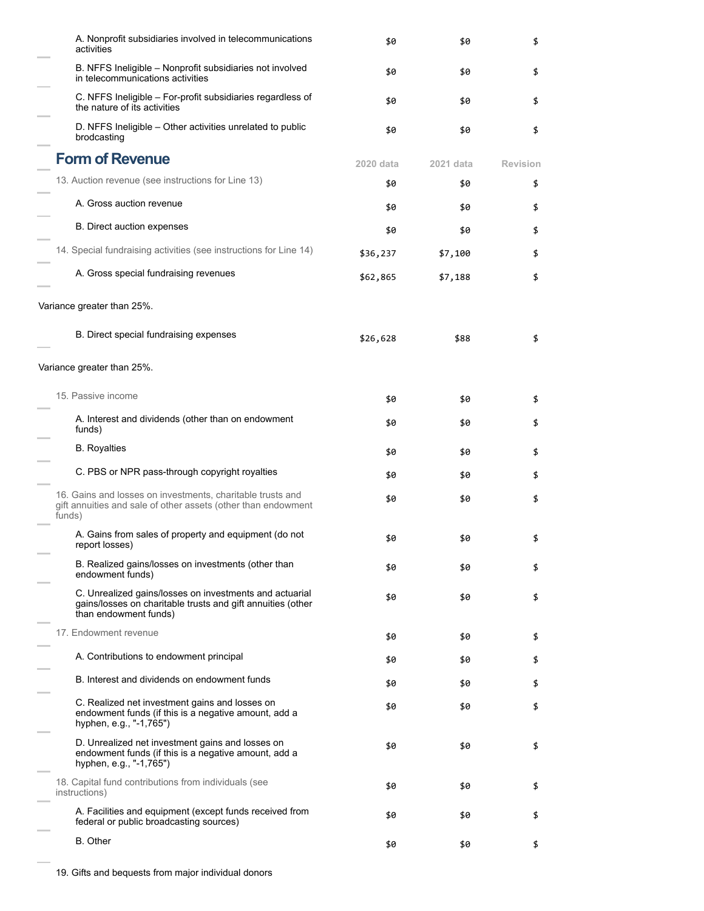| | 2020 data | 2021 data | Revision |
|---|---|---|---|
| A. Nonprofit subsidiaries involved in telecommunications activities | $0 | $0 | $ |
| B. NFFS Ineligible – Nonprofit subsidiaries not involved in telecommunications activities | $0 | $0 | $ |
| C. NFFS Ineligible – For-profit subsidiaries regardless of the nature of its activities | $0 | $0 | $ |
| D. NFFS Ineligible – Other activities unrelated to public brodcasting | $0 | $0 | $ |

## Form of Revenue

| | 2020 data | 2021 data | Revision |
|---|---|---|---|
| 13. Auction revenue (see instructions for Line 13) | $0 | $0 | $ |
| A. Gross auction revenue | $0 | $0 | $ |
| B. Direct auction expenses | $0 | $0 | $ |
| 14. Special fundraising activities (see instructions for Line 14) | $36,237 | $7,100 | $ |
| A. Gross special fundraising revenues | $62,865 | $7,188 | $ |

Variance greater than 25%.

| | 2020 data | 2021 data | Revision |
|---|---|---|---|
| B. Direct special fundraising expenses | $26,628 | $88 | $ |

Variance greater than 25%.

| | 2020 data | 2021 data | Revision |
|---|---|---|---|
| 15. Passive income | $0 | $0 | $ |
| A. Interest and dividends (other than on endowment funds) | $0 | $0 | $ |
| B. Royalties | $0 | $0 | $ |
| C. PBS or NPR pass-through copyright royalties | $0 | $0 | $ |
| 16. Gains and losses on investments, charitable trusts and gift annuities and sale of other assets (other than endowment funds) | $0 | $0 | $ |
| A. Gains from sales of property and equipment (do not report losses) | $0 | $0 | $ |
| B. Realized gains/losses on investments (other than endowment funds) | $0 | $0 | $ |
| C. Unrealized gains/losses on investments and actuarial gains/losses on charitable trusts and gift annuities (other than endowment funds) | $0 | $0 | $ |
| 17. Endowment revenue | $0 | $0 | $ |
| A. Contributions to endowment principal | $0 | $0 | $ |
| B. Interest and dividends on endowment funds | $0 | $0 | $ |
| C. Realized net investment gains and losses on endowment funds (if this is a negative amount, add a hyphen, e.g., "-1,765") | $0 | $0 | $ |
| D. Unrealized net investment gains and losses on endowment funds (if this is a negative amount, add a hyphen, e.g., "-1,765") | $0 | $0 | $ |
| 18. Capital fund contributions from individuals (see instructions) | $0 | $0 | $ |
| A. Facilities and equipment (except funds received from federal or public broadcasting sources) | $0 | $0 | $ |
| B. Other | $0 | $0 | $ |

19. Gifts and bequests from major individual donors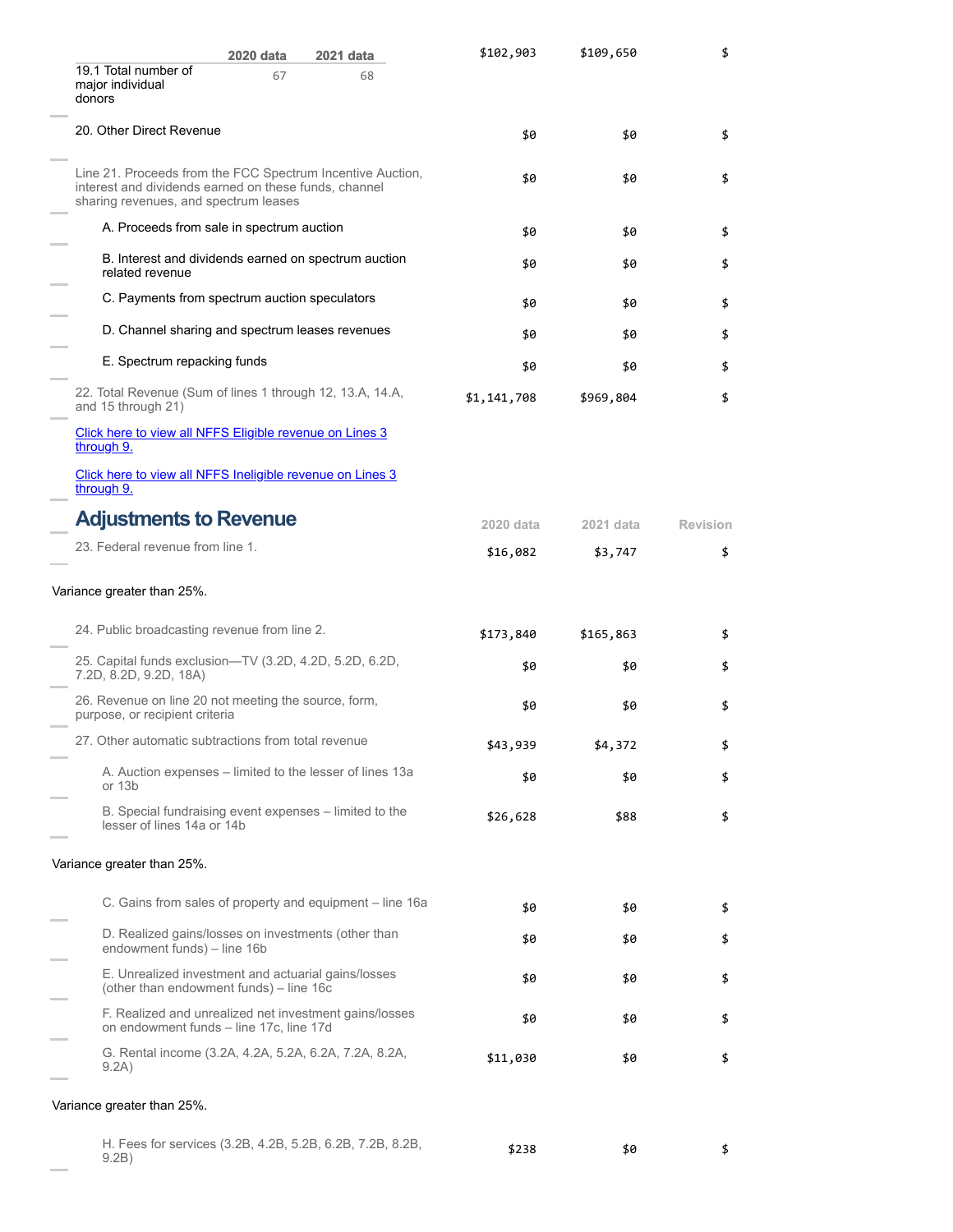| | 2020 data | 2021 data | Revision |
|---|---|---|---|
| 19.1 Total number of major individual donors (2020 data: 67; 2021 data: 68) | $102,903 | $109,650 | $ |
| 20. Other Direct Revenue | $0 | $0 | $ |
| Line 21. Proceeds from the FCC Spectrum Incentive Auction, interest and dividends earned on these funds, channel sharing revenues, and spectrum leases | $0 | $0 | $ |
| A. Proceeds from sale in spectrum auction | $0 | $0 | $ |
| B. Interest and dividends earned on spectrum auction related revenue | $0 | $0 | $ |
| C. Payments from spectrum auction speculators | $0 | $0 | $ |
| D. Channel sharing and spectrum leases revenues | $0 | $0 | $ |
| E. Spectrum repacking funds | $0 | $0 | $ |
| 22. Total Revenue (Sum of lines 1 through 12, 13.A, 14.A, and 15 through 21) | $1,141,708 | $969,804 | $ |

[Click here to view all NFFS Eligible revenue on Lines 3 through 9.]

[Click here to view all NFFS Ineligible revenue on Lines 3 through 9.]

## Adjustments to Revenue

| | 2020 data | 2021 data | Revision |
|---|---|---|---|
| 23. Federal revenue from line 1. | $16,082 | $3,747 | $ |
| Variance greater than 25%. | | | |
| 24. Public broadcasting revenue from line 2. | $173,840 | $165,863 | $ |
| 25. Capital funds exclusion—TV (3.2D, 4.2D, 5.2D, 6.2D, 7.2D, 8.2D, 9.2D, 18A) | $0 | $0 | $ |
| 26. Revenue on line 20 not meeting the source, form, purpose, or recipient criteria | $0 | $0 | $ |
| 27. Other automatic subtractions from total revenue | $43,939 | $4,372 | $ |
| A. Auction expenses – limited to the lesser of lines 13a or 13b | $0 | $0 | $ |
| B. Special fundraising event expenses – limited to the lesser of lines 14a or 14b | $26,628 | $88 | $ |
| Variance greater than 25%. | | | |
| C. Gains from sales of property and equipment – line 16a | $0 | $0 | $ |
| D. Realized gains/losses on investments (other than endowment funds) – line 16b | $0 | $0 | $ |
| E. Unrealized investment and actuarial gains/losses (other than endowment funds) – line 16c | $0 | $0 | $ |
| F. Realized and unrealized net investment gains/losses on endowment funds – line 17c, line 17d | $0 | $0 | $ |
| G. Rental income (3.2A, 4.2A, 5.2A, 6.2A, 7.2A, 8.2A, 9.2A) | $11,030 | $0 | $ |
| Variance greater than 25%. | | | |
| H. Fees for services (3.2B, 4.2B, 5.2B, 6.2B, 7.2B, 8.2B, 9.2B) | $238 | $0 | $ |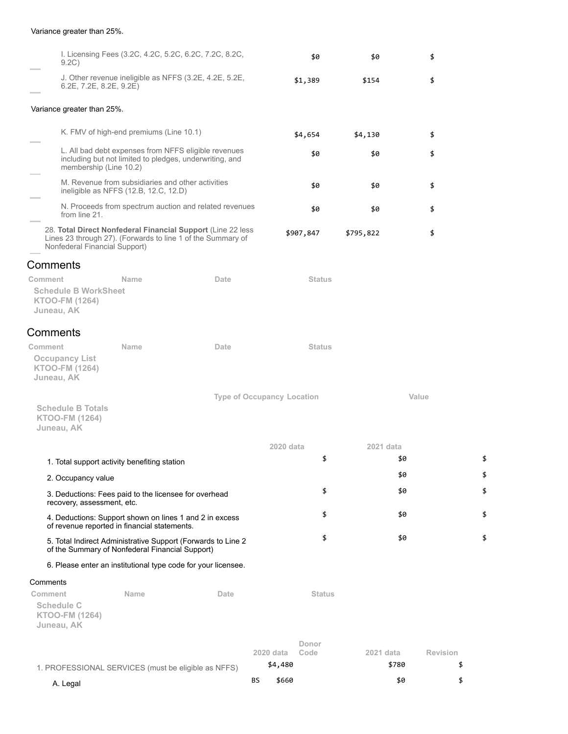Variance greater than 25%.

| | | | |
|---|---|---|---|
| I. Licensing Fees (3.2C, 4.2C, 5.2C, 6.2C, 7.2C, 8.2C, 9.2C) | $0 | $0 | $ |
| J. Other revenue ineligible as NFFS (3.2E, 4.2E, 5.2E, 6.2E, 7.2E, 8.2E, 9.2E) | $1,389 | $154 | $ |

Variance greater than 25%.

| | | | |
|---|---|---|---|
| K. FMV of high-end premiums (Line 10.1) | $4,654 | $4,130 | $ |
| L. All bad debt expenses from NFFS eligible revenues including but not limited to pledges, underwriting, and membership (Line 10.2) | $0 | $0 | $ |
| M. Revenue from subsidiaries and other activities ineligible as NFFS (12.B, 12.C, 12.D) | $0 | $0 | $ |
| N. Proceeds from spectrum auction and related revenues from line 21. | $0 | $0 | $ |
| 28. **Total Direct Nonfederal Financial Support** (Line 22 less Lines 23 through 27). (Forwards to line 1 of the Summary of Nonfederal Financial Support) | $907,847 | $795,822 | $ |

## Comments

| Comment | Name | Date | Status |
|---|---|---|---|

**Schedule B WorkSheet**
**KTOO-FM (1264)**
**Juneau, AK**

## Comments

| Comment | Name | Date | Status |
|---|---|---|---|

**Occupancy List**
**KTOO-FM (1264)**
**Juneau, AK**

| Type of Occupancy | Location | Value |
|---|---|---|

**Schedule B Totals**
**KTOO-FM (1264)**
**Juneau, AK**

| | 2020 data | 2021 data | |
|---|---|---|---|
| 1. Total support activity benefiting station | $ | $0 | $ |
| 2. Occupancy value | | $0 | $ |
| 3. Deductions: Fees paid to the licensee for overhead recovery, assessment, etc. | $ | $0 | $ |
| 4. Deductions: Support shown on lines 1 and 2 in excess of revenue reported in financial statements. | $ | $0 | $ |
| 5. Total Indirect Administrative Support (Forwards to Line 2 of the Summary of Nonfederal Financial Support) | $ | $0 | $ |
| 6. Please enter an institutional type code for your licensee. | | | |

Comments

| Comment | Name | Date | Status |
|---|---|---|---|

**Schedule C**
**KTOO-FM (1264)**
**Juneau, AK**

| | | 2020 data | Donor Code | 2021 data | Revision |
|---|---|---|---|---|---|
| 1. PROFESSIONAL SERVICES (must be eligible as NFFS) | | $4,480 | | $780 | $ |
| A. Legal | BS | $660 | | $0 | $ |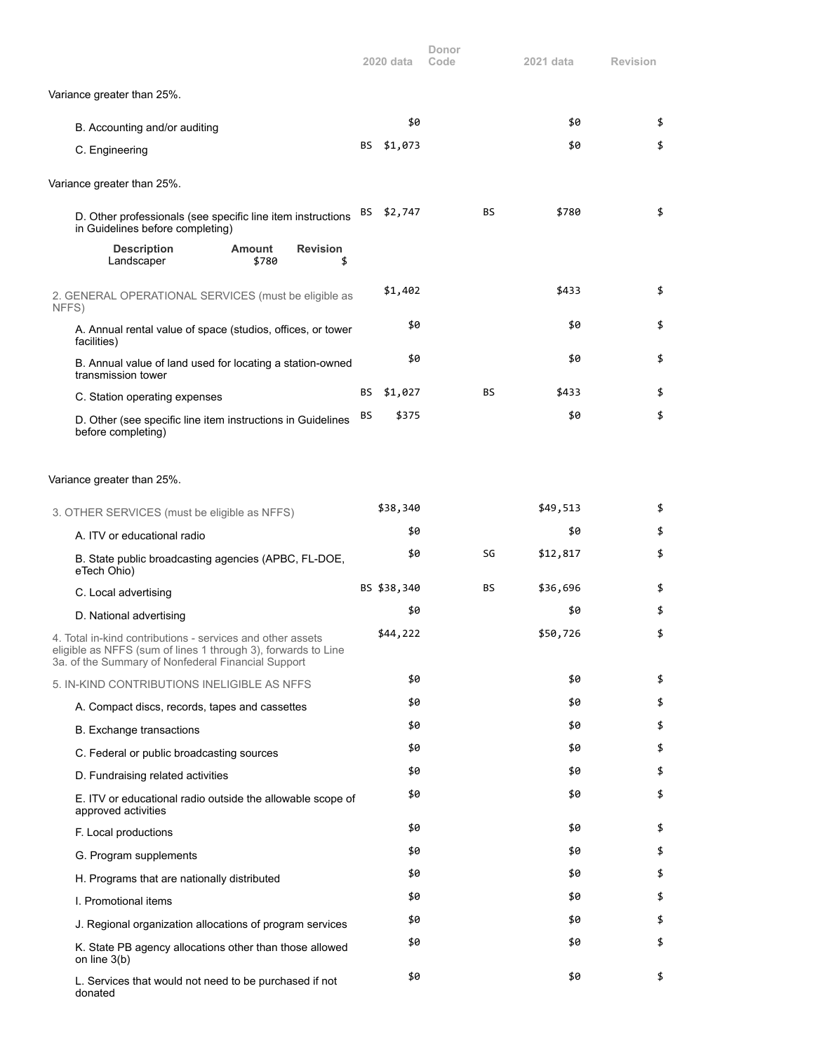| | 2020 data | Donor Code | 2021 data | Revision |
|---|---|---|---|---|
| Variance greater than 25%. | | | | |
| B. Accounting and/or auditing | $0 | | $0 | $ |
| C. Engineering | BS $1,073 | | $0 | $ |
| Variance greater than 25%. | | | | |
| D. Other professionals (see specific line item instructions in Guidelines before completing) | BS $2,747 | BS | $780 | $ |

| Description | Amount | Revision |
|---|---|---|
| Landscaper | $780 | $ |

| | 2020 data | Donor Code | 2021 data | Revision |
|---|---|---|---|---|
| 2. GENERAL OPERATIONAL SERVICES (must be eligible as NFFS) | $1,402 | | $433 | $ |
| A. Annual rental value of space (studios, offices, or tower facilities) | $0 | | $0 | $ |
| B. Annual value of land used for locating a station-owned transmission tower | $0 | | $0 | $ |
| C. Station operating expenses | BS $1,027 | BS | $433 | $ |
| D. Other (see specific line item instructions in Guidelines before completing) | BS $375 | | $0 | $ |
| Variance greater than 25%. | | | | |
| 3. OTHER SERVICES (must be eligible as NFFS) | $38,340 | | $49,513 | $ |
| A. ITV or educational radio | $0 | | $0 | $ |
| B. State public broadcasting agencies (APBC, FL-DOE, eTech Ohio) | $0 | SG | $12,817 | $ |
| C. Local advertising | BS $38,340 | BS | $36,696 | $ |
| D. National advertising | $0 | | $0 | $ |
| 4. Total in-kind contributions - services and other assets eligible as NFFS (sum of lines 1 through 3), forwards to Line 3a. of the Summary of Nonfederal Financial Support | $44,222 | | $50,726 | $ |
| 5. IN-KIND CONTRIBUTIONS INELIGIBLE AS NFFS | $0 | | $0 | $ |
| A. Compact discs, records, tapes and cassettes | $0 | | $0 | $ |
| B. Exchange transactions | $0 | | $0 | $ |
| C. Federal or public broadcasting sources | $0 | | $0 | $ |
| D. Fundraising related activities | $0 | | $0 | $ |
| E. ITV or educational radio outside the allowable scope of approved activities | $0 | | $0 | $ |
| F. Local productions | $0 | | $0 | $ |
| G. Program supplements | $0 | | $0 | $ |
| H. Programs that are nationally distributed | $0 | | $0 | $ |
| I. Promotional items | $0 | | $0 | $ |
| J. Regional organization allocations of program services | $0 | | $0 | $ |
| K. State PB agency allocations other than those allowed on line 3(b) | $0 | | $0 | $ |
| L. Services that would not need to be purchased if not donated | $0 | | $0 | $ |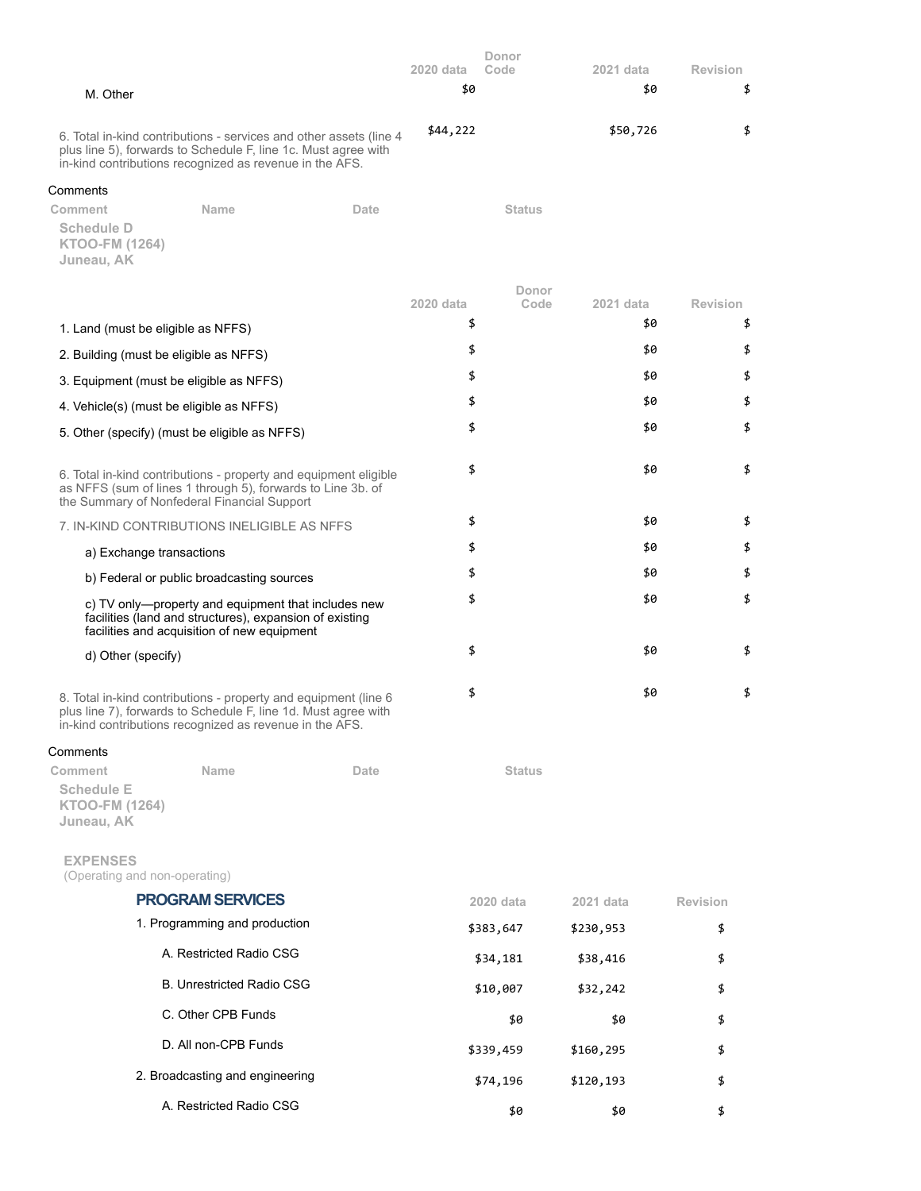| | 2020 data | Donor Code | 2021 data | Revision |
|---|---|---|---|---|
| M. Other | $0 | | $0 | $ |
| 6. Total in-kind contributions - services and other assets (line 4 plus line 5), forwards to Schedule F, line 1c. Must agree with in-kind contributions recognized as revenue in the AFS. | $44,222 | | $50,726 | $ |

Comments

| Comment | Name | Date | Status |
|---|---|---|---|

**Schedule D**
**KTOO-FM (1264)**
**Juneau, AK**

| | 2020 data | Donor Code | 2021 data | Revision |
|---|---|---|---|---|
| 1. Land (must be eligible as NFFS) | $ | | $0 | $ |
| 2. Building (must be eligible as NFFS) | $ | | $0 | $ |
| 3. Equipment (must be eligible as NFFS) | $ | | $0 | $ |
| 4. Vehicle(s) (must be eligible as NFFS) | $ | | $0 | $ |
| 5. Other (specify) (must be eligible as NFFS) | $ | | $0 | $ |
| 6. Total in-kind contributions - property and equipment eligible as NFFS (sum of lines 1 through 5), forwards to Line 3b. of the Summary of Nonfederal Financial Support | $ | | $0 | $ |
| 7. IN-KIND CONTRIBUTIONS INELIGIBLE AS NFFS | $ | | $0 | $ |
| a) Exchange transactions | $ | | $0 | $ |
| b) Federal or public broadcasting sources | $ | | $0 | $ |
| c) TV only—property and equipment that includes new facilities (land and structures), expansion of existing facilities and acquisition of new equipment | $ | | $0 | $ |
| d) Other (specify) | $ | | $0 | $ |
| 8. Total in-kind contributions - property and equipment (line 6 plus line 7), forwards to Schedule F, line 1d. Must agree with in-kind contributions recognized as revenue in the AFS. | $ | | $0 | $ |

Comments

| Comment | Name | Date | Status |
|---|---|---|---|

**Schedule E**
**KTOO-FM (1264)**
**Juneau, AK**

**EXPENSES**
(Operating and non-operating)

## PROGRAM SERVICES

| | 2020 data | 2021 data | Revision |
|---|---|---|---|
| 1. Programming and production | $383,647 | $230,953 | $ |
| A. Restricted Radio CSG | $34,181 | $38,416 | $ |
| B. Unrestricted Radio CSG | $10,007 | $32,242 | $ |
| C. Other CPB Funds | $0 | $0 | $ |
| D. All non-CPB Funds | $339,459 | $160,295 | $ |
| 2. Broadcasting and engineering | $74,196 | $120,193 | $ |
| A. Restricted Radio CSG | $0 | $0 | $ |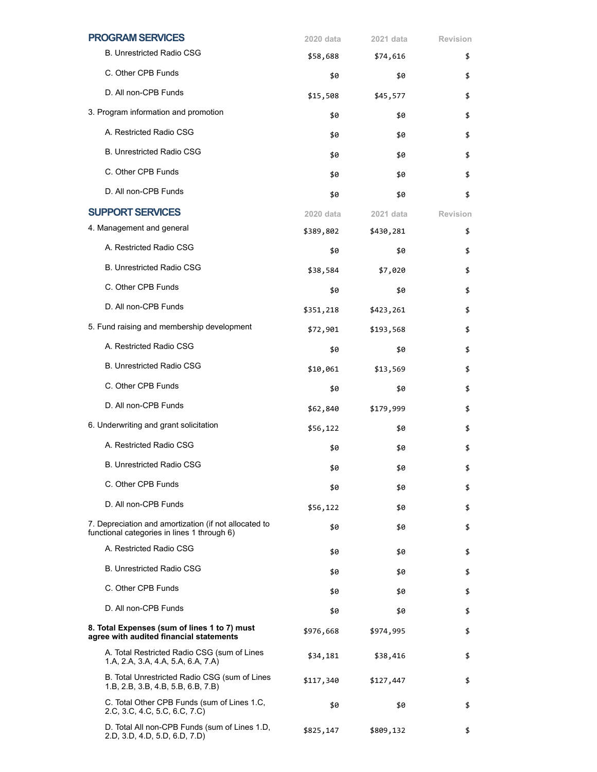| PROGRAM SERVICES | 2020 data | 2021 data | Revision |
|---|---|---|---|
| B. Unrestricted Radio CSG | $58,688 | $74,616 | $ |
| C. Other CPB Funds | $0 | $0 | $ |
| D. All non-CPB Funds | $15,508 | $45,577 | $ |
| 3. Program information and promotion | $0 | $0 | $ |
| A. Restricted Radio CSG | $0 | $0 | $ |
| B. Unrestricted Radio CSG | $0 | $0 | $ |
| C. Other CPB Funds | $0 | $0 | $ |
| D. All non-CPB Funds | $0 | $0 | $ |

| SUPPORT SERVICES | 2020 data | 2021 data | Revision |
|---|---|---|---|
| 4. Management and general | $389,802 | $430,281 | $ |
| A. Restricted Radio CSG | $0 | $0 | $ |
| B. Unrestricted Radio CSG | $38,584 | $7,020 | $ |
| C. Other CPB Funds | $0 | $0 | $ |
| D. All non-CPB Funds | $351,218 | $423,261 | $ |
| 5. Fund raising and membership development | $72,901 | $193,568 | $ |
| A. Restricted Radio CSG | $0 | $0 | $ |
| B. Unrestricted Radio CSG | $10,061 | $13,569 | $ |
| C. Other CPB Funds | $0 | $0 | $ |
| D. All non-CPB Funds | $62,840 | $179,999 | $ |
| 6. Underwriting and grant solicitation | $56,122 | $0 | $ |
| A. Restricted Radio CSG | $0 | $0 | $ |
| B. Unrestricted Radio CSG | $0 | $0 | $ |
| C. Other CPB Funds | $0 | $0 | $ |
| D. All non-CPB Funds | $56,122 | $0 | $ |
| 7. Depreciation and amortization (if not allocated to functional categories in lines 1 through 6) | $0 | $0 | $ |
| A. Restricted Radio CSG | $0 | $0 | $ |
| B. Unrestricted Radio CSG | $0 | $0 | $ |
| C. Other CPB Funds | $0 | $0 | $ |
| D. All non-CPB Funds | $0 | $0 | $ |
| **8. Total Expenses (sum of lines 1 to 7) must agree with audited financial statements** | $976,668 | $974,995 | $ |
| A. Total Restricted Radio CSG (sum of Lines 1.A, 2.A, 3.A, 4.A, 5.A, 6.A, 7.A) | $34,181 | $38,416 | $ |
| B. Total Unrestricted Radio CSG (sum of Lines 1.B, 2.B, 3.B, 4.B, 5.B, 6.B, 7.B) | $117,340 | $127,447 | $ |
| C. Total Other CPB Funds (sum of Lines 1.C, 2.C, 3.C, 4.C, 5.C, 6.C, 7.C) | $0 | $0 | $ |
| D. Total All non-CPB Funds (sum of Lines 1.D, 2.D, 3.D, 4.D, 5.D, 6.D, 7.D) | $825,147 | $809,132 | $ |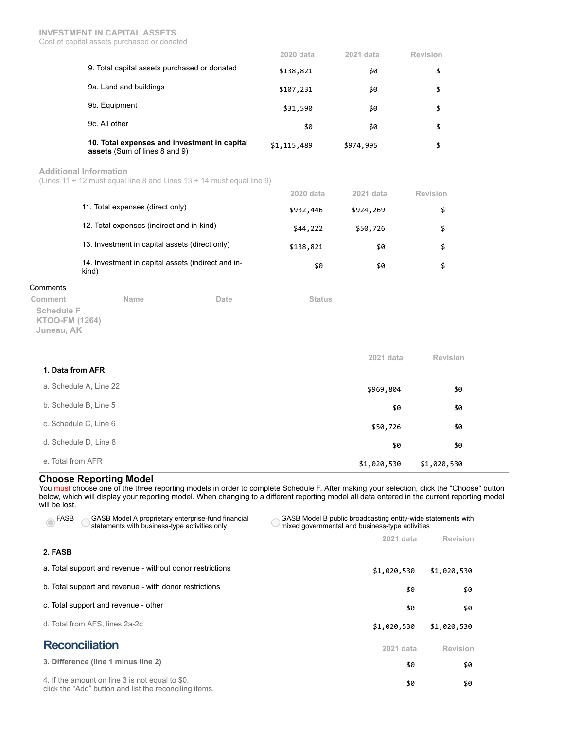INVESTMENT IN CAPITAL ASSETS

Cost of capital assets purchased or donated

| | 2020 data | 2021 data | Revision |
|---|---|---|---|
| 9. Total capital assets purchased or donated | $138,821 | $0 | $ |
| 9a. Land and buildings | $107,231 | $0 | $ |
| 9b. Equipment | $31,590 | $0 | $ |
| 9c. All other | $0 | $0 | $ |
| **10. Total expenses and investment in capital assets** (Sum of lines 8 and 9) | $1,115,489 | $974,995 | $ |

Additional Information

(Lines 11 + 12 must equal line 8 and Lines 13 + 14 must equal line 9)

| | 2020 data | 2021 data | Revision |
|---|---|---|---|
| 11. Total expenses (direct only) | $932,446 | $924,269 | $ |
| 12. Total expenses (indirect and in-kind) | $44,222 | $50,726 | $ |
| 13. Investment in capital assets (direct only) | $138,821 | $0 | $ |
| 14. Investment in capital assets (indirect and in-kind) | $0 | $0 | $ |

Comments

| Comment | Name | Date | Status |
|---|---|---|---|

Schedule F
KTOO-FM (1264)
Juneau, AK

| | 2021 data | Revision |
|---|---|---|
| **1. Data from AFR** | | |
| a. Schedule A, Line 22 | $969,804 | $0 |
| b. Schedule B, Line 5 | $0 | $0 |
| c. Schedule C, Line 6 | $50,726 | $0 |
| d. Schedule D, Line 8 | $0 | $0 |
| e. Total from AFR | $1,020,530 | $1,020,530 |

## Choose Reporting Model

You must choose one of the three reporting models in order to complete Schedule F. After making your selection, click the "Choose" button below, which will display your reporting model. When changing to a different reporting model all data entered in the current reporting model will be lost.

- FASB
- GASB Model A proprietary enterprise-fund financial statements with business-type activities only
- GASB Model B public broadcasting entity-wide statements with mixed governmental and business-type activities

| | 2021 data | Revision |
|---|---|---|
| **2. FASB** | | |
| a. Total support and revenue - without donor restrictions | $1,020,530 | $1,020,530 |
| b. Total support and revenue - with donor restrictions | $0 | $0 |
| c. Total support and revenue - other | $0 | $0 |
| d. Total from AFS, lines 2a-2c | $1,020,530 | $1,020,530 |

## Reconciliation

| | 2021 data | Revision |
|---|---|---|
| **3. Difference (line 1 minus line 2)** | $0 | $0 |
| 4. If the amount on line 3 is not equal to $0, click the "Add" button and list the reconciling items. | $0 | $0 |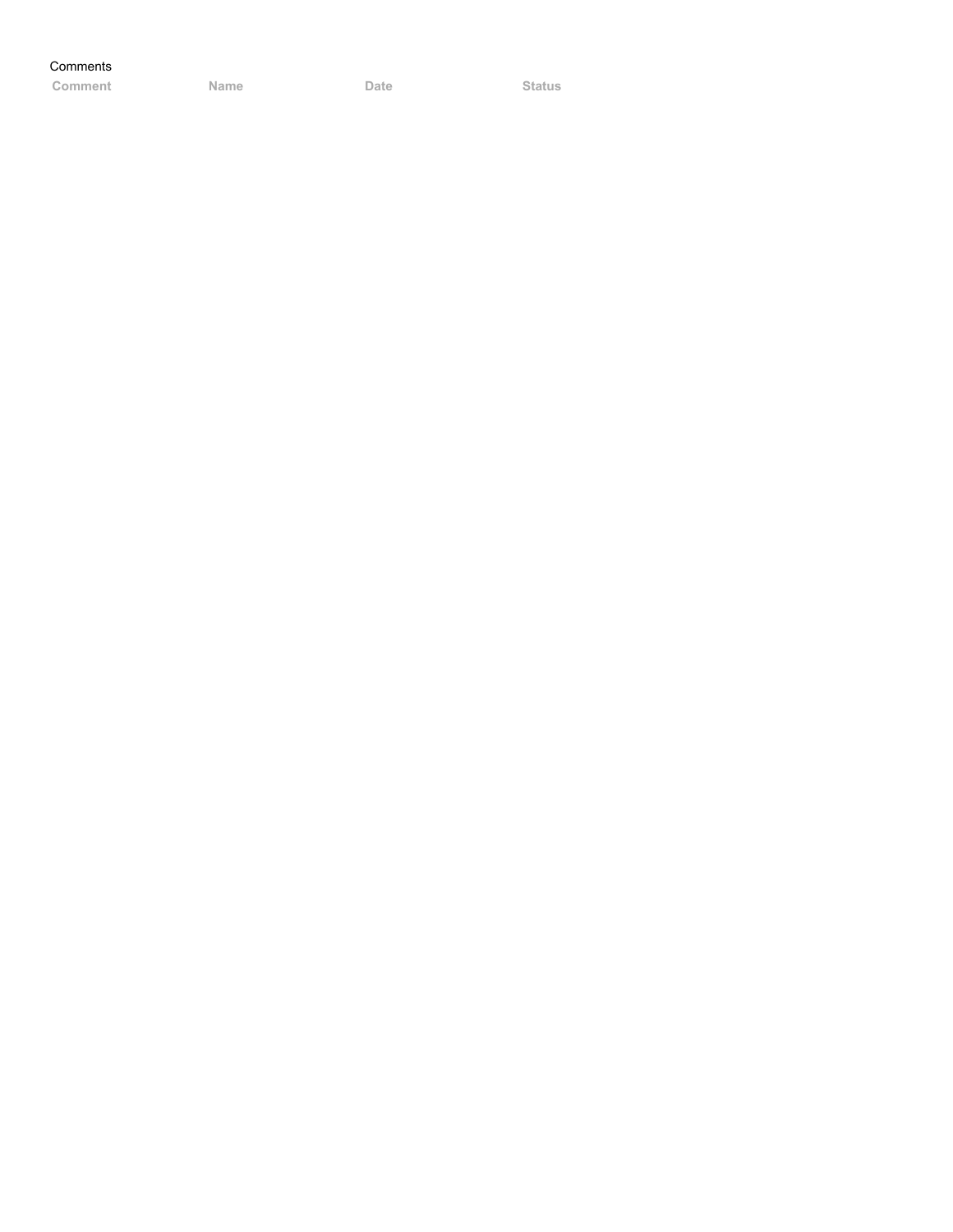Comments

| Comment | Name | Date | Status |
| --- | --- | --- | --- |